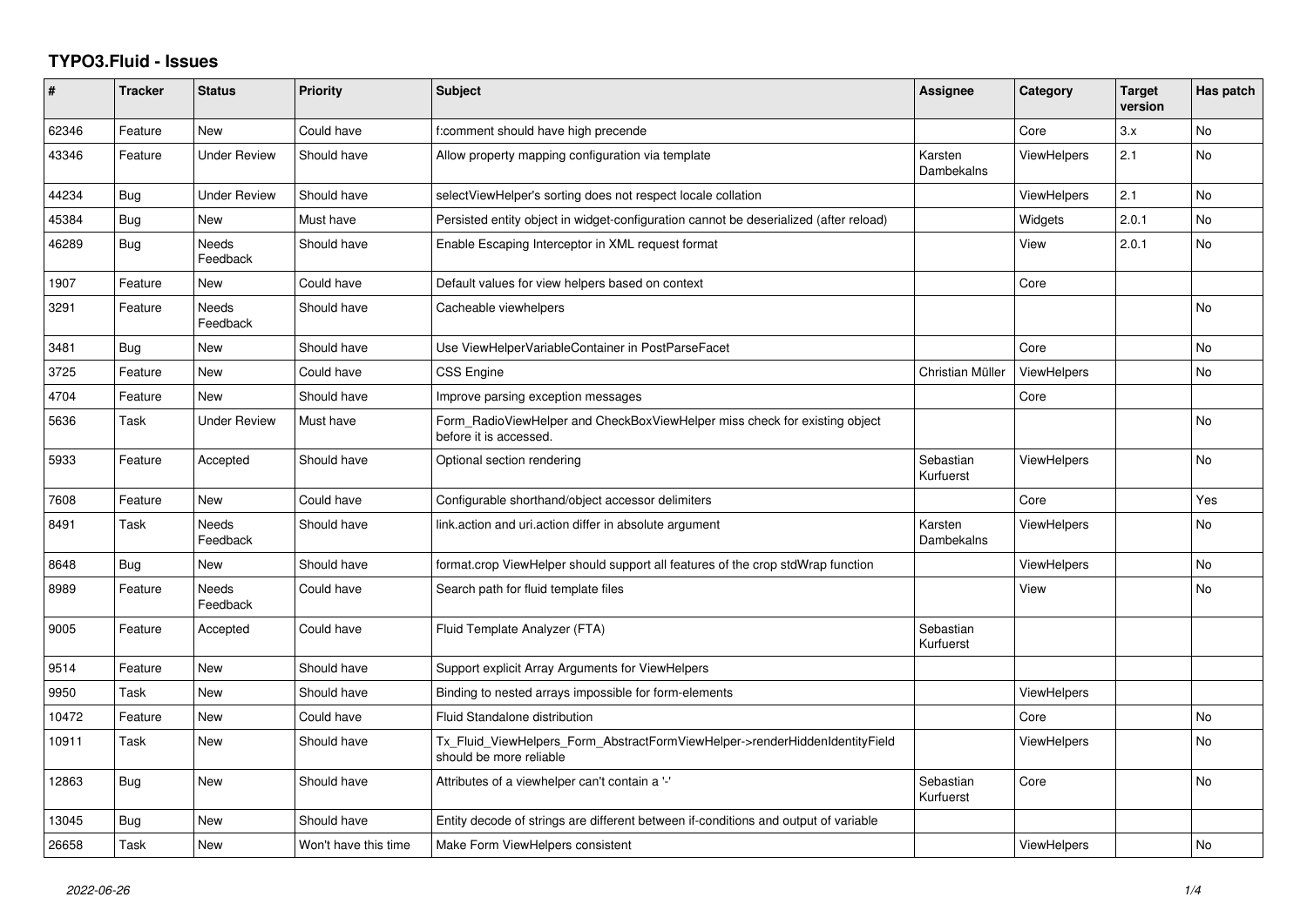# TYPO3.Fluid - Issues

| # | Tracker | Status | Priority | Subject | Assignee | Category | Target version | Has patch |
|---|---|---|---|---|---|---|---|---|
| 62346 | Feature | New | Could have | f:comment should have high precende | | Core | 3.x | No |
| 43346 | Feature | Under Review | Should have | Allow property mapping configuration via template | Karsten Dambekalns | ViewHelpers | 2.1 | No |
| 44234 | Bug | Under Review | Should have | selectViewHelper's sorting does not respect locale collation | | ViewHelpers | 2.1 | No |
| 45384 | Bug | New | Must have | Persisted entity object in widget-configuration cannot be deserialized (after reload) | | Widgets | 2.0.1 | No |
| 46289 | Bug | Needs Feedback | Should have | Enable Escaping Interceptor in XML request format | | View | 2.0.1 | No |
| 1907 | Feature | New | Could have | Default values for view helpers based on context | | Core | | |
| 3291 | Feature | Needs Feedback | Should have | Cacheable viewhelpers | | | | No |
| 3481 | Bug | New | Should have | Use ViewHelperVariableContainer in PostParseFacet | | Core | | No |
| 3725 | Feature | New | Could have | CSS Engine | Christian Müller | ViewHelpers | | No |
| 4704 | Feature | New | Should have | Improve parsing exception messages | | Core | | |
| 5636 | Task | Under Review | Must have | Form_RadioViewHelper and CheckBoxViewHelper miss check for existing object before it is accessed. | | | | No |
| 5933 | Feature | Accepted | Should have | Optional section rendering | Sebastian Kurfuerst | ViewHelpers | | No |
| 7608 | Feature | New | Could have | Configurable shorthand/object accessor delimiters | | Core | | Yes |
| 8491 | Task | Needs Feedback | Should have | link.action and uri.action differ in absolute argument | Karsten Dambekalns | ViewHelpers | | No |
| 8648 | Bug | New | Should have | format.crop ViewHelper should support all features of the crop stdWrap function | | ViewHelpers | | No |
| 8989 | Feature | Needs Feedback | Could have | Search path for fluid template files | | View | | No |
| 9005 | Feature | Accepted | Could have | Fluid Template Analyzer (FTA) | Sebastian Kurfuerst | | | |
| 9514 | Feature | New | Should have | Support explicit Array Arguments for ViewHelpers | | | | |
| 9950 | Task | New | Should have | Binding to nested arrays impossible for form-elements | | ViewHelpers | | |
| 10472 | Feature | New | Could have | Fluid Standalone distribution | | Core | | No |
| 10911 | Task | New | Should have | Tx_Fluid_ViewHelpers_Form_AbstractFormViewHelper->renderHiddenIdentityField should be more reliable | | ViewHelpers | | No |
| 12863 | Bug | New | Should have | Attributes of a viewhelper can't contain a '-' | Sebastian Kurfuerst | Core | | No |
| 13045 | Bug | New | Should have | Entity decode of strings are different between if-conditions and output of variable | | | | |
| 26658 | Task | New | Won't have this time | Make Form ViewHelpers consistent | | ViewHelpers | | No |

*2022-06-26*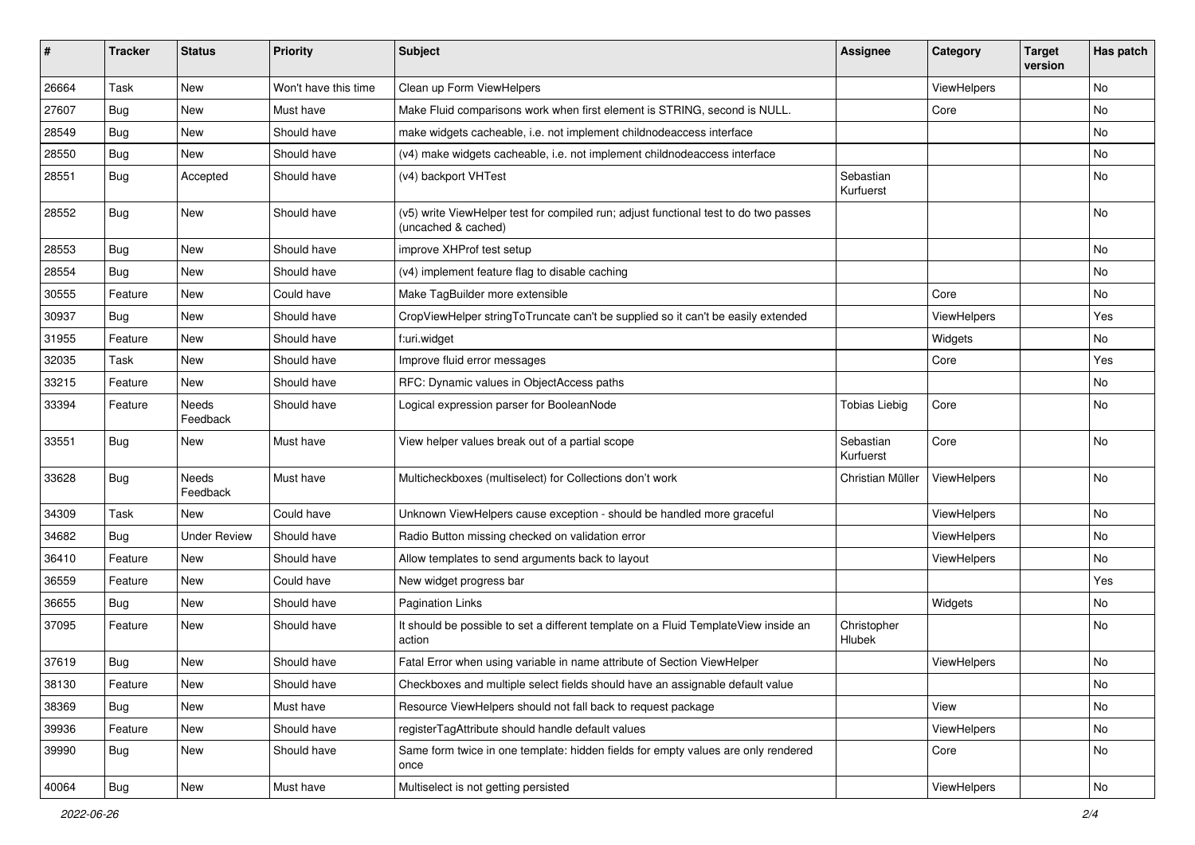| # | Tracker | Status | Priority | Subject | Assignee | Category | Target version | Has patch |
|---|---|---|---|---|---|---|---|---|
| 26664 | Task | New | Won't have this time | Clean up Form ViewHelpers | | ViewHelpers | | No |
| 27607 | Bug | New | Must have | Make Fluid comparisons work when first element is STRING, second is NULL. | | Core | | No |
| 28549 | Bug | New | Should have | make widgets cacheable, i.e. not implement childnodeaccess interface | | | | No |
| 28550 | Bug | New | Should have | (v4) make widgets cacheable, i.e. not implement childnodeaccess interface | | | | No |
| 28551 | Bug | Accepted | Should have | (v4) backport VHTest | Sebastian Kurfuerst | | | No |
| 28552 | Bug | New | Should have | (v5) write ViewHelper test for compiled run; adjust functional test to do two passes (uncached & cached) | | | | No |
| 28553 | Bug | New | Should have | improve XHProf test setup | | | | No |
| 28554 | Bug | New | Should have | (v4) implement feature flag to disable caching | | | | No |
| 30555 | Feature | New | Could have | Make TagBuilder more extensible | | Core | | No |
| 30937 | Bug | New | Should have | CropViewHelper stringToTruncate can't be supplied so it can't be easily extended | | ViewHelpers | | Yes |
| 31955 | Feature | New | Should have | f:uri.widget | | Widgets | | No |
| 32035 | Task | New | Should have | Improve fluid error messages | | Core | | Yes |
| 33215 | Feature | New | Should have | RFC: Dynamic values in ObjectAccess paths | | | | No |
| 33394 | Feature | Needs Feedback | Should have | Logical expression parser for BooleanNode | Tobias Liebig | Core | | No |
| 33551 | Bug | New | Must have | View helper values break out of a partial scope | Sebastian Kurfuerst | Core | | No |
| 33628 | Bug | Needs Feedback | Must have | Multicheckboxes (multiselect) for Collections don't work | Christian Müller | ViewHelpers | | No |
| 34309 | Task | New | Could have | Unknown ViewHelpers cause exception - should be handled more graceful | | ViewHelpers | | No |
| 34682 | Bug | Under Review | Should have | Radio Button missing checked on validation error | | ViewHelpers | | No |
| 36410 | Feature | New | Should have | Allow templates to send arguments back to layout | | ViewHelpers | | No |
| 36559 | Feature | New | Could have | New widget progress bar | | | | Yes |
| 36655 | Bug | New | Should have | Pagination Links | | Widgets | | No |
| 37095 | Feature | New | Should have | It should be possible to set a different template on a Fluid TemplateView inside an action | Christopher Hlubek | | | No |
| 37619 | Bug | New | Should have | Fatal Error when using variable in name attribute of Section ViewHelper | | ViewHelpers | | No |
| 38130 | Feature | New | Should have | Checkboxes and multiple select fields should have an assignable default value | | | | No |
| 38369 | Bug | New | Must have | Resource ViewHelpers should not fall back to request package | | View | | No |
| 39936 | Feature | New | Should have | registerTagAttribute should handle default values | | ViewHelpers | | No |
| 39990 | Bug | New | Should have | Same form twice in one template: hidden fields for empty values are only rendered once | | Core | | No |
| 40064 | Bug | New | Must have | Multiselect is not getting persisted | | ViewHelpers | | No |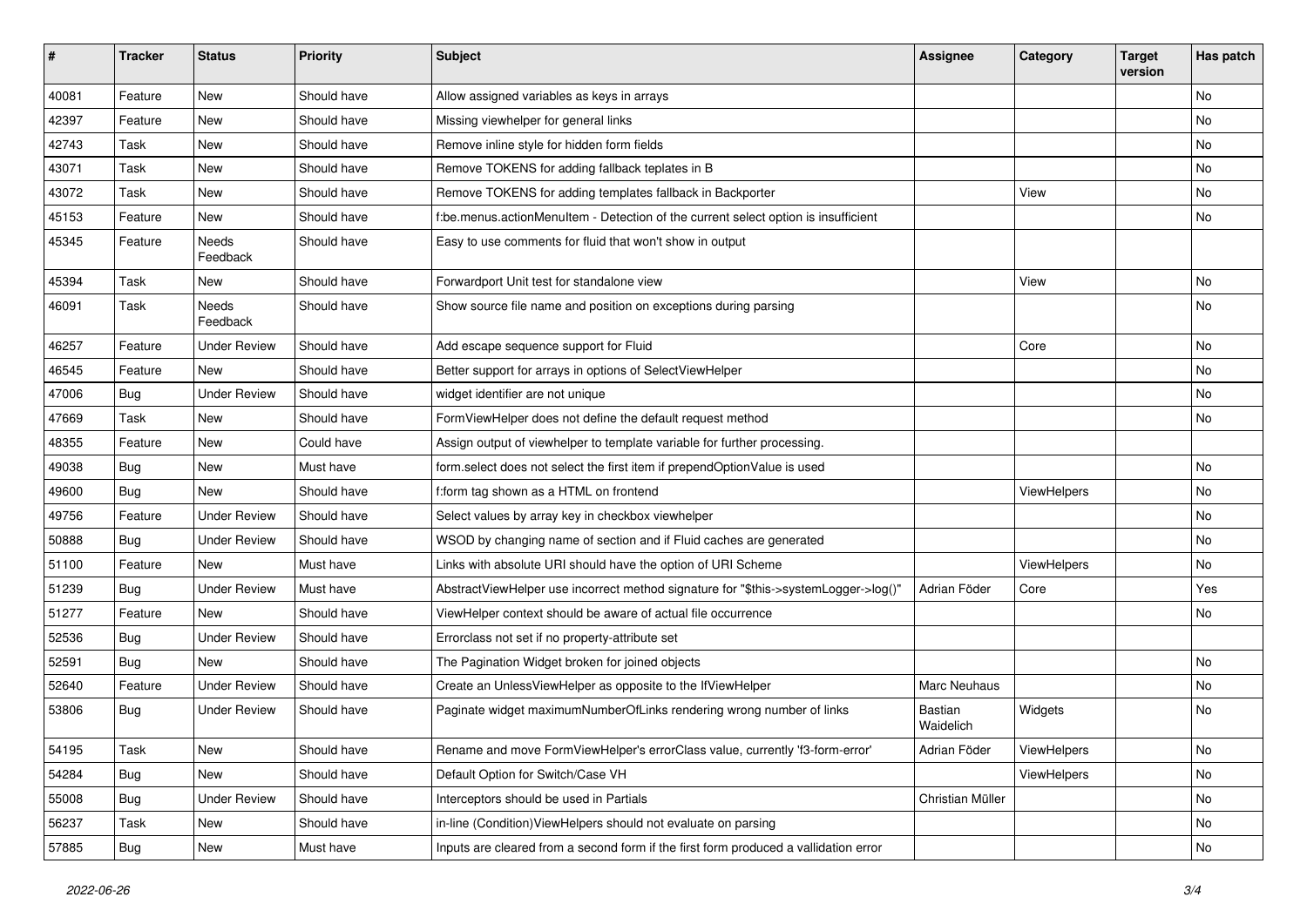| # | Tracker | Status | Priority | Subject | Assignee | Category | Target version | Has patch |
|---|---|---|---|---|---|---|---|---|
| 40081 | Feature | New | Should have | Allow assigned variables as keys in arrays | | | | No |
| 42397 | Feature | New | Should have | Missing viewhelper for general links | | | | No |
| 42743 | Task | New | Should have | Remove inline style for hidden form fields | | | | No |
| 43071 | Task | New | Should have | Remove TOKENS for adding fallback teplates in B | | | | No |
| 43072 | Task | New | Should have | Remove TOKENS for adding templates fallback in Backporter | | View | | No |
| 45153 | Feature | New | Should have | f:be.menus.actionMenuItem - Detection of the current select option is insufficient | | | | No |
| 45345 | Feature | Needs Feedback | Should have | Easy to use comments for fluid that won't show in output | | | | |
| 45394 | Task | New | Should have | Forwardport Unit test for standalone view | | View | | No |
| 46091 | Task | Needs Feedback | Should have | Show source file name and position on exceptions during parsing | | | | No |
| 46257 | Feature | Under Review | Should have | Add escape sequence support for Fluid | | Core | | No |
| 46545 | Feature | New | Should have | Better support for arrays in options of SelectViewHelper | | | | No |
| 47006 | Bug | Under Review | Should have | widget identifier are not unique | | | | No |
| 47669 | Task | New | Should have | FormViewHelper does not define the default request method | | | | No |
| 48355 | Feature | New | Could have | Assign output of viewhelper to template variable for further processing. | | | | |
| 49038 | Bug | New | Must have | form.select does not select the first item if prependOptionValue is used | | | | No |
| 49600 | Bug | New | Should have | f:form tag shown as a HTML on frontend | | ViewHelpers | | No |
| 49756 | Feature | Under Review | Should have | Select values by array key in checkbox viewhelper | | | | No |
| 50888 | Bug | Under Review | Should have | WSOD by changing name of section and if Fluid caches are generated | | | | No |
| 51100 | Feature | New | Must have | Links with absolute URI should have the option of URI Scheme | | ViewHelpers | | No |
| 51239 | Bug | Under Review | Must have | AbstractViewHelper use incorrect method signature for "$this->systemLogger->log()" | Adrian Föder | Core | | Yes |
| 51277 | Feature | New | Should have | ViewHelper context should be aware of actual file occurrence | | | | No |
| 52536 | Bug | Under Review | Should have | Errorclass not set if no property-attribute set | | | | |
| 52591 | Bug | New | Should have | The Pagination Widget broken for joined objects | | | | No |
| 52640 | Feature | Under Review | Should have | Create an UnlessViewHelper as opposite to the IfViewHelper | Marc Neuhaus | | | No |
| 53806 | Bug | Under Review | Should have | Paginate widget maximumNumberOfLinks rendering wrong number of links | Bastian Waidelich | Widgets | | No |
| 54195 | Task | New | Should have | Rename and move FormViewHelper's errorClass value, currently 'f3-form-error' | Adrian Föder | ViewHelpers | | No |
| 54284 | Bug | New | Should have | Default Option for Switch/Case VH | | ViewHelpers | | No |
| 55008 | Bug | Under Review | Should have | Interceptors should be used in Partials | Christian Müller | | | No |
| 56237 | Task | New | Should have | in-line (Condition)ViewHelpers should not evaluate on parsing | | | | No |
| 57885 | Bug | New | Must have | Inputs are cleared from a second form if the first form produced a vallidation error | | | | No |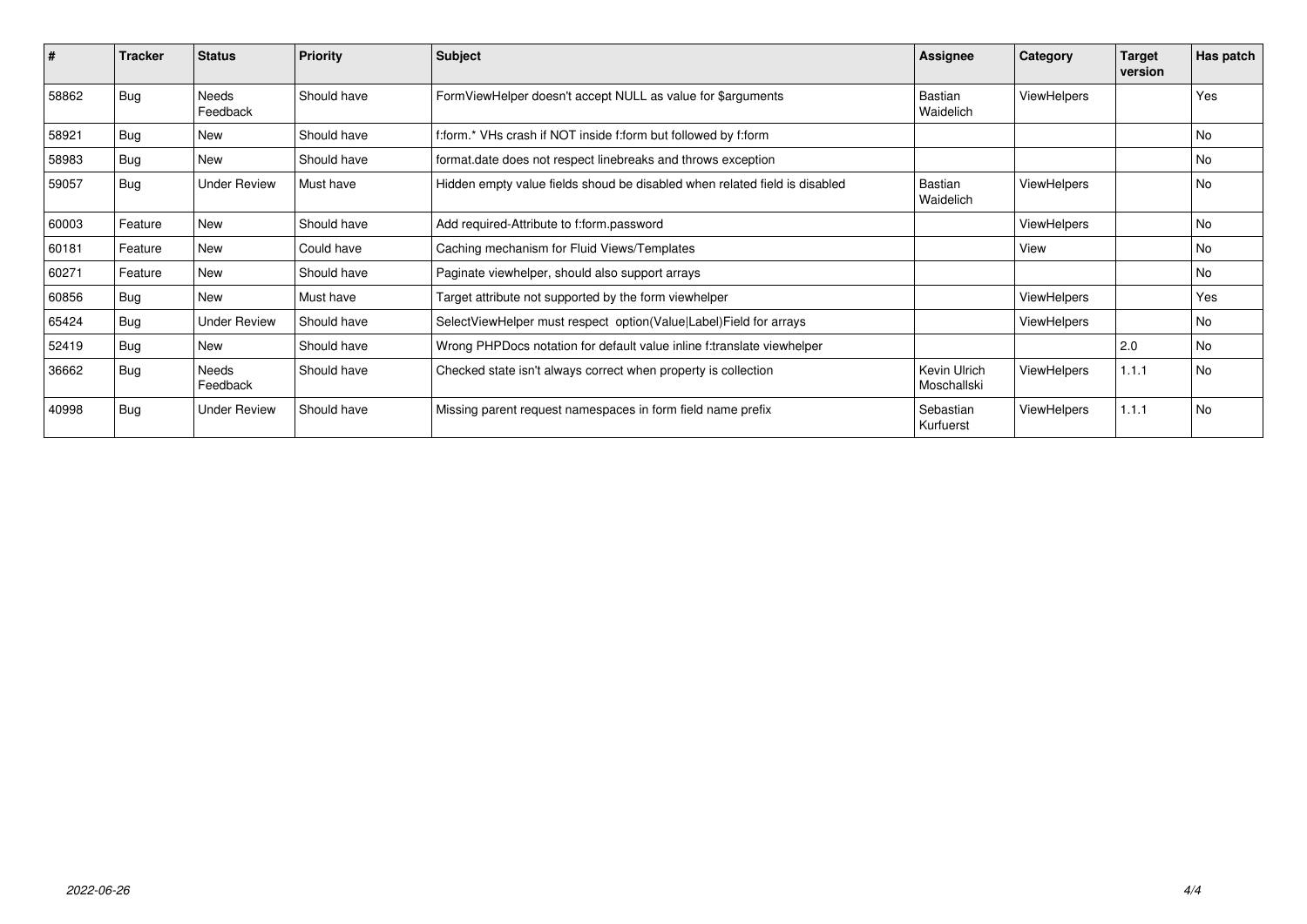| # | Tracker | Status | Priority | Subject | Assignee | Category | Target version | Has patch |
|---|---|---|---|---|---|---|---|---|
| 58862 | Bug | Needs Feedback | Should have | FormViewHelper doesn't accept NULL as value for $arguments | Bastian Waidelich | ViewHelpers | | Yes |
| 58921 | Bug | New | Should have | f:form.* VHs crash if NOT inside f:form but followed by f:form | | | | No |
| 58983 | Bug | New | Should have | format.date does not respect linebreaks and throws exception | | | | No |
| 59057 | Bug | Under Review | Must have | Hidden empty value fields shoud be disabled when related field is disabled | Bastian Waidelich | ViewHelpers | | No |
| 60003 | Feature | New | Should have | Add required-Attribute to f:form.password | | ViewHelpers | | No |
| 60181 | Feature | New | Could have | Caching mechanism for Fluid Views/Templates | | View | | No |
| 60271 | Feature | New | Should have | Paginate viewhelper, should also support arrays | | | | No |
| 60856 | Bug | New | Must have | Target attribute not supported by the form viewhelper | | ViewHelpers | | Yes |
| 65424 | Bug | Under Review | Should have | SelectViewHelper must respect option(Value\|Label)Field for arrays | | ViewHelpers | | No |
| 52419 | Bug | New | Should have | Wrong PHPDocs notation for default value inline f:translate viewhelper | | | 2.0 | No |
| 36662 | Bug | Needs Feedback | Should have | Checked state isn't always correct when property is collection | Kevin Ulrich Moschallski | ViewHelpers | 1.1.1 | No |
| 40998 | Bug | Under Review | Should have | Missing parent request namespaces in form field name prefix | Sebastian Kurfuerst | ViewHelpers | 1.1.1 | No |